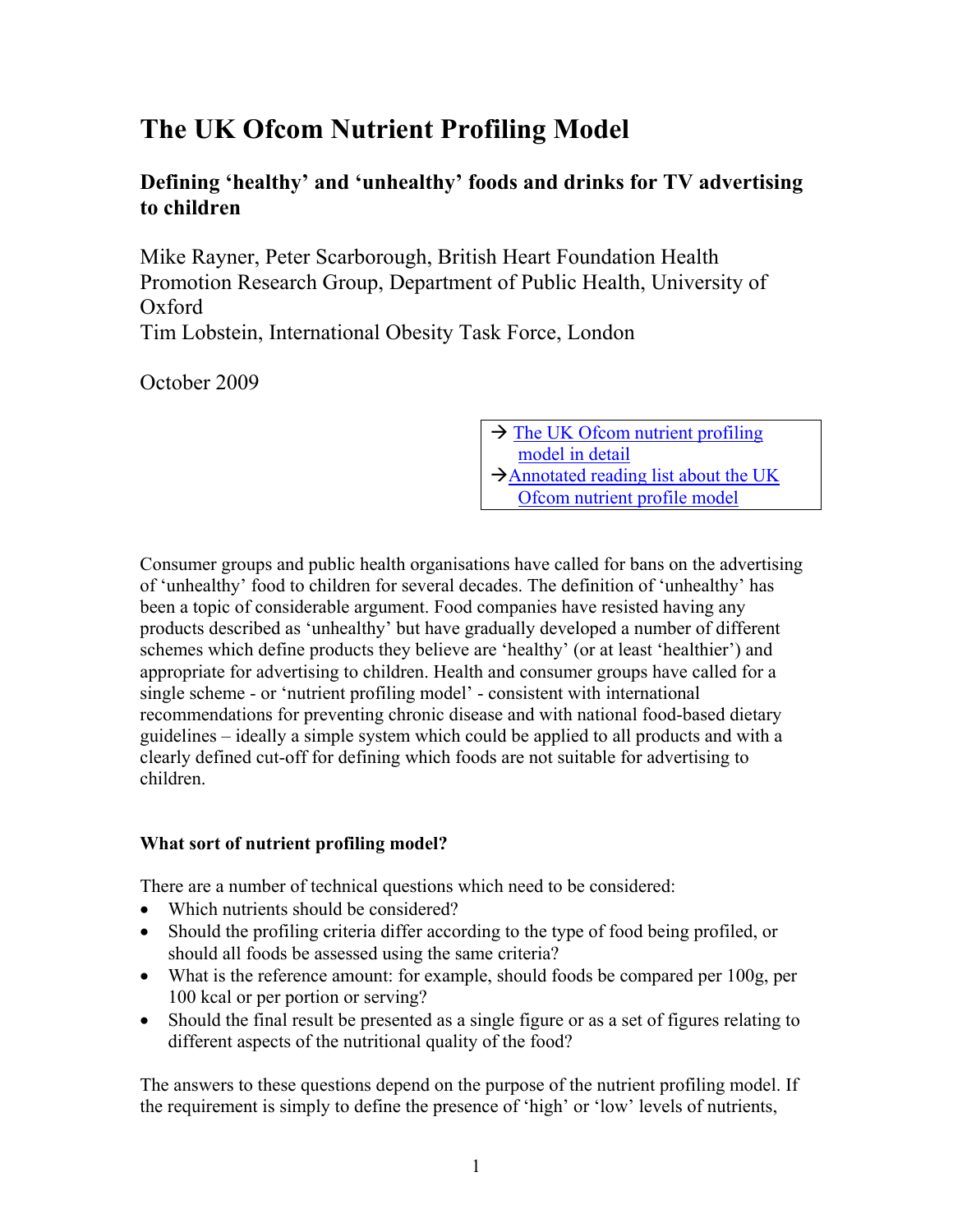# The UK Ofcom Nutrient Profiling Model

## Defining 'healthy' and 'unhealthy' foods and drinks for TV advertising to children

Mike Rayner, Peter Scarborough, British Heart Foundation Health Promotion Research Group, Department of Public Health, University of Oxford
Tim Lobstein, International Obesity Task Force, London

October 2009

→ The UK Ofcom nutrient profiling model in detail
→ Annotated reading list about the UK Ofcom nutrient profile model

Consumer groups and public health organisations have called for bans on the advertising of 'unhealthy' food to children for several decades. The definition of 'unhealthy' has been a topic of considerable argument. Food companies have resisted having any products described as 'unhealthy' but have gradually developed a number of different schemes which define products they believe are 'healthy' (or at least 'healthier') and appropriate for advertising to children. Health and consumer groups have called for a single scheme - or 'nutrient profiling model' - consistent with international recommendations for preventing chronic disease and with national food-based dietary guidelines – ideally a simple system which could be applied to all products and with a clearly defined cut-off for defining which foods are not suitable for advertising to children.

### What sort of nutrient profiling model?

There are a number of technical questions which need to be considered:

- Which nutrients should be considered?
- Should the profiling criteria differ according to the type of food being profiled, or should all foods be assessed using the same criteria?
- What is the reference amount: for example, should foods be compared per 100g, per 100 kcal or per portion or serving?
- Should the final result be presented as a single figure or as a set of figures relating to different aspects of the nutritional quality of the food?

The answers to these questions depend on the purpose of the nutrient profiling model. If the requirement is simply to define the presence of 'high' or 'low' levels of nutrients,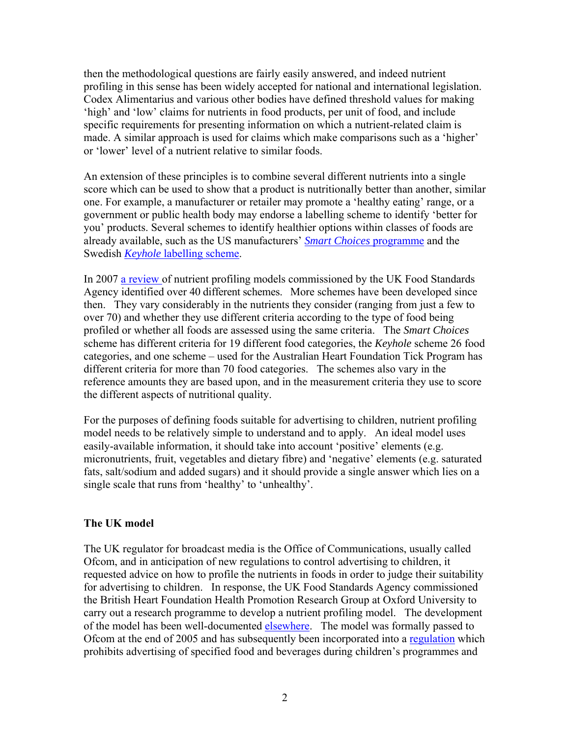then the methodological questions are fairly easily answered, and indeed nutrient profiling in this sense has been widely accepted for national and international legislation. Codex Alimentarius and various other bodies have defined threshold values for making 'high' and 'low' claims for nutrients in food products, per unit of food, and include specific requirements for presenting information on which a nutrient-related claim is made. A similar approach is used for claims which make comparisons such as a 'higher' or 'lower' level of a nutrient relative to similar foods.

An extension of these principles is to combine several different nutrients into a single score which can be used to show that a product is nutritionally better than another, similar one. For example, a manufacturer or retailer may promote a 'healthy eating' range, or a government or public health body may endorse a labelling scheme to identify 'better for you' products. Several schemes to identify healthier options within classes of foods are already available, such as the US manufacturers' *Smart Choices* programme and the Swedish *Keyhole* labelling scheme.

In 2007 a review of nutrient profiling models commissioned by the UK Food Standards Agency identified over 40 different schemes. More schemes have been developed since then. They vary considerably in the nutrients they consider (ranging from just a few to over 70) and whether they use different criteria according to the type of food being profiled or whether all foods are assessed using the same criteria. The *Smart Choices* scheme has different criteria for 19 different food categories, the *Keyhole* scheme 26 food categories, and one scheme – used for the Australian Heart Foundation Tick Program has different criteria for more than 70 food categories. The schemes also vary in the reference amounts they are based upon, and in the measurement criteria they use to score the different aspects of nutritional quality.

For the purposes of defining foods suitable for advertising to children, nutrient profiling model needs to be relatively simple to understand and to apply. An ideal model uses easily-available information, it should take into account 'positive' elements (e.g. micronutrients, fruit, vegetables and dietary fibre) and 'negative' elements (e.g. saturated fats, salt/sodium and added sugars) and it should provide a single answer which lies on a single scale that runs from 'healthy' to 'unhealthy'.

**The UK model**

The UK regulator for broadcast media is the Office of Communications, usually called Ofcom, and in anticipation of new regulations to control advertising to children, it requested advice on how to profile the nutrients in foods in order to judge their suitability for advertising to children. In response, the UK Food Standards Agency commissioned the British Heart Foundation Health Promotion Research Group at Oxford University to carry out a research programme to develop a nutrient profiling model. The development of the model has been well-documented elsewhere. The model was formally passed to Ofcom at the end of 2005 and has subsequently been incorporated into a regulation which prohibits advertising of specified food and beverages during children's programmes and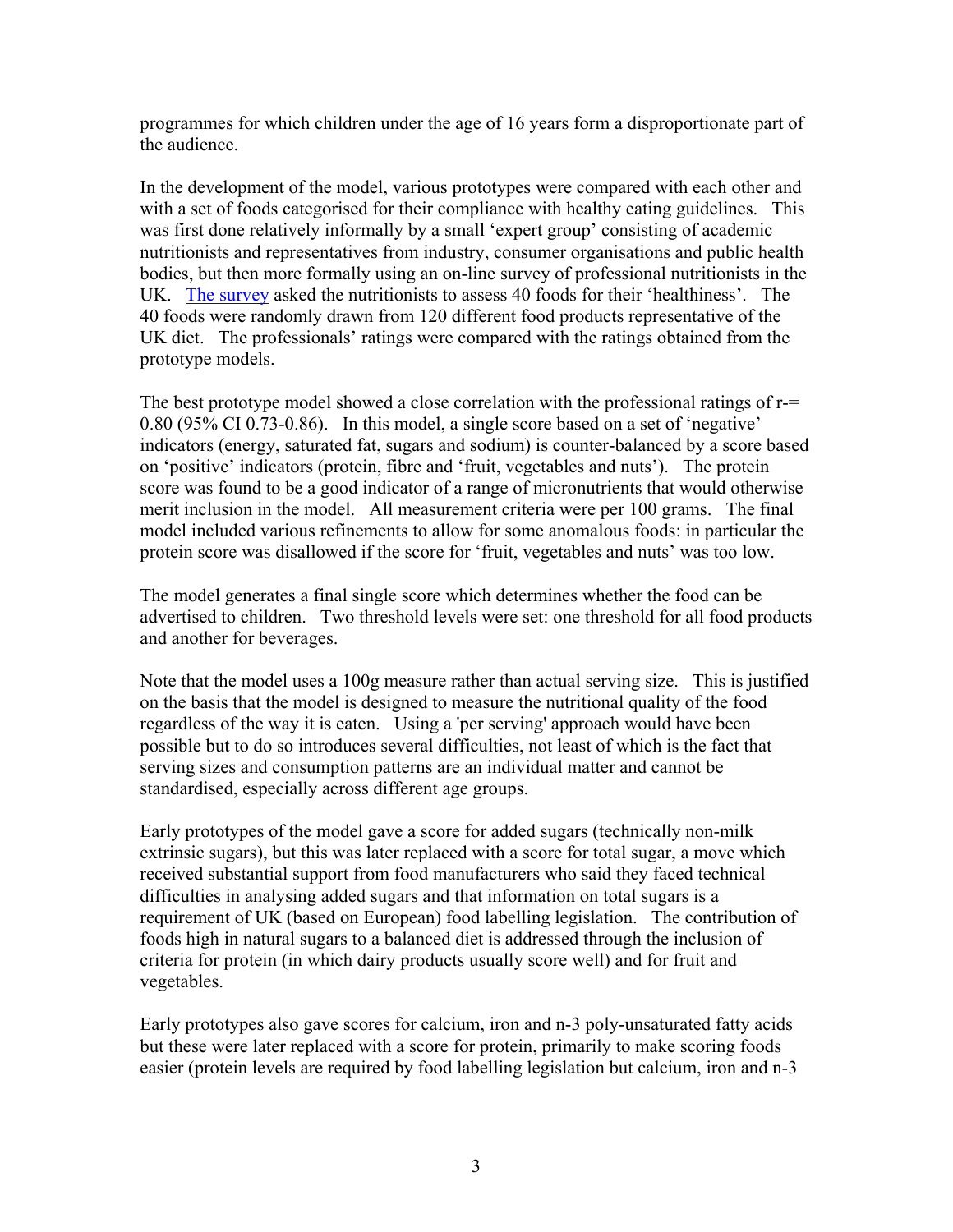programmes for which children under the age of 16 years form a disproportionate part of the audience.

In the development of the model, various prototypes were compared with each other and with a set of foods categorised for their compliance with healthy eating guidelines. This was first done relatively informally by a small 'expert group' consisting of academic nutritionists and representatives from industry, consumer organisations and public health bodies, but then more formally using an on-line survey of professional nutritionists in the UK. [The survey]() asked the nutritionists to assess 40 foods for their 'healthiness'. The 40 foods were randomly drawn from 120 different food products representative of the UK diet. The professionals' ratings were compared with the ratings obtained from the prototype models.

The best prototype model showed a close correlation with the professional ratings of r-= 0.80 (95% CI 0.73-0.86). In this model, a single score based on a set of 'negative' indicators (energy, saturated fat, sugars and sodium) is counter-balanced by a score based on 'positive' indicators (protein, fibre and 'fruit, vegetables and nuts'). The protein score was found to be a good indicator of a range of micronutrients that would otherwise merit inclusion in the model. All measurement criteria were per 100 grams. The final model included various refinements to allow for some anomalous foods: in particular the protein score was disallowed if the score for 'fruit, vegetables and nuts' was too low.

The model generates a final single score which determines whether the food can be advertised to children. Two threshold levels were set: one threshold for all food products and another for beverages.

Note that the model uses a 100g measure rather than actual serving size. This is justified on the basis that the model is designed to measure the nutritional quality of the food regardless of the way it is eaten. Using a 'per serving' approach would have been possible but to do so introduces several difficulties, not least of which is the fact that serving sizes and consumption patterns are an individual matter and cannot be standardised, especially across different age groups.

Early prototypes of the model gave a score for added sugars (technically non-milk extrinsic sugars), but this was later replaced with a score for total sugar, a move which received substantial support from food manufacturers who said they faced technical difficulties in analysing added sugars and that information on total sugars is a requirement of UK (based on European) food labelling legislation. The contribution of foods high in natural sugars to a balanced diet is addressed through the inclusion of criteria for protein (in which dairy products usually score well) and for fruit and vegetables.

Early prototypes also gave scores for calcium, iron and n-3 poly-unsaturated fatty acids but these were later replaced with a score for protein, primarily to make scoring foods easier (protein levels are required by food labelling legislation but calcium, iron and n-3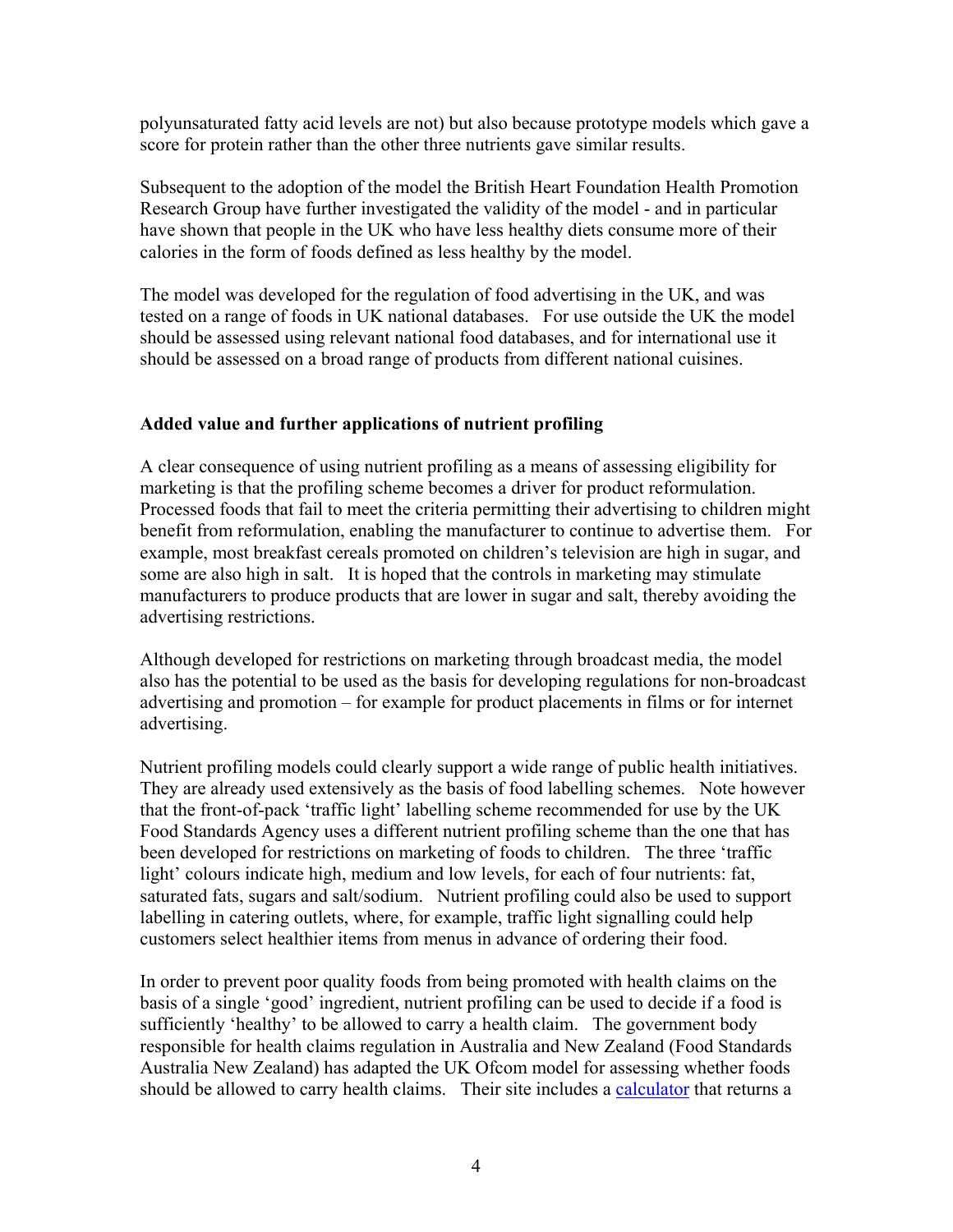polyunsaturated fatty acid levels are not) but also because prototype models which gave a score for protein rather than the other three nutrients gave similar results.

Subsequent to the adoption of the model the British Heart Foundation Health Promotion Research Group have further investigated the validity of the model - and in particular have shown that people in the UK who have less healthy diets consume more of their calories in the form of foods defined as less healthy by the model.

The model was developed for the regulation of food advertising in the UK, and was tested on a range of foods in UK national databases. For use outside the UK the model should be assessed using relevant national food databases, and for international use it should be assessed on a broad range of products from different national cuisines.

**Added value and further applications of nutrient profiling**

A clear consequence of using nutrient profiling as a means of assessing eligibility for marketing is that the profiling scheme becomes a driver for product reformulation. Processed foods that fail to meet the criteria permitting their advertising to children might benefit from reformulation, enabling the manufacturer to continue to advertise them. For example, most breakfast cereals promoted on children's television are high in sugar, and some are also high in salt. It is hoped that the controls in marketing may stimulate manufacturers to produce products that are lower in sugar and salt, thereby avoiding the advertising restrictions.

Although developed for restrictions on marketing through broadcast media, the model also has the potential to be used as the basis for developing regulations for non-broadcast advertising and promotion – for example for product placements in films or for internet advertising.

Nutrient profiling models could clearly support a wide range of public health initiatives. They are already used extensively as the basis of food labelling schemes. Note however that the front-of-pack 'traffic light' labelling scheme recommended for use by the UK Food Standards Agency uses a different nutrient profiling scheme than the one that has been developed for restrictions on marketing of foods to children. The three 'traffic light' colours indicate high, medium and low levels, for each of four nutrients: fat, saturated fats, sugars and salt/sodium. Nutrient profiling could also be used to support labelling in catering outlets, where, for example, traffic light signalling could help customers select healthier items from menus in advance of ordering their food.

In order to prevent poor quality foods from being promoted with health claims on the basis of a single 'good' ingredient, nutrient profiling can be used to decide if a food is sufficiently 'healthy' to be allowed to carry a health claim. The government body responsible for health claims regulation in Australia and New Zealand (Food Standards Australia New Zealand) has adapted the UK Ofcom model for assessing whether foods should be allowed to carry health claims. Their site includes a calculator that returns a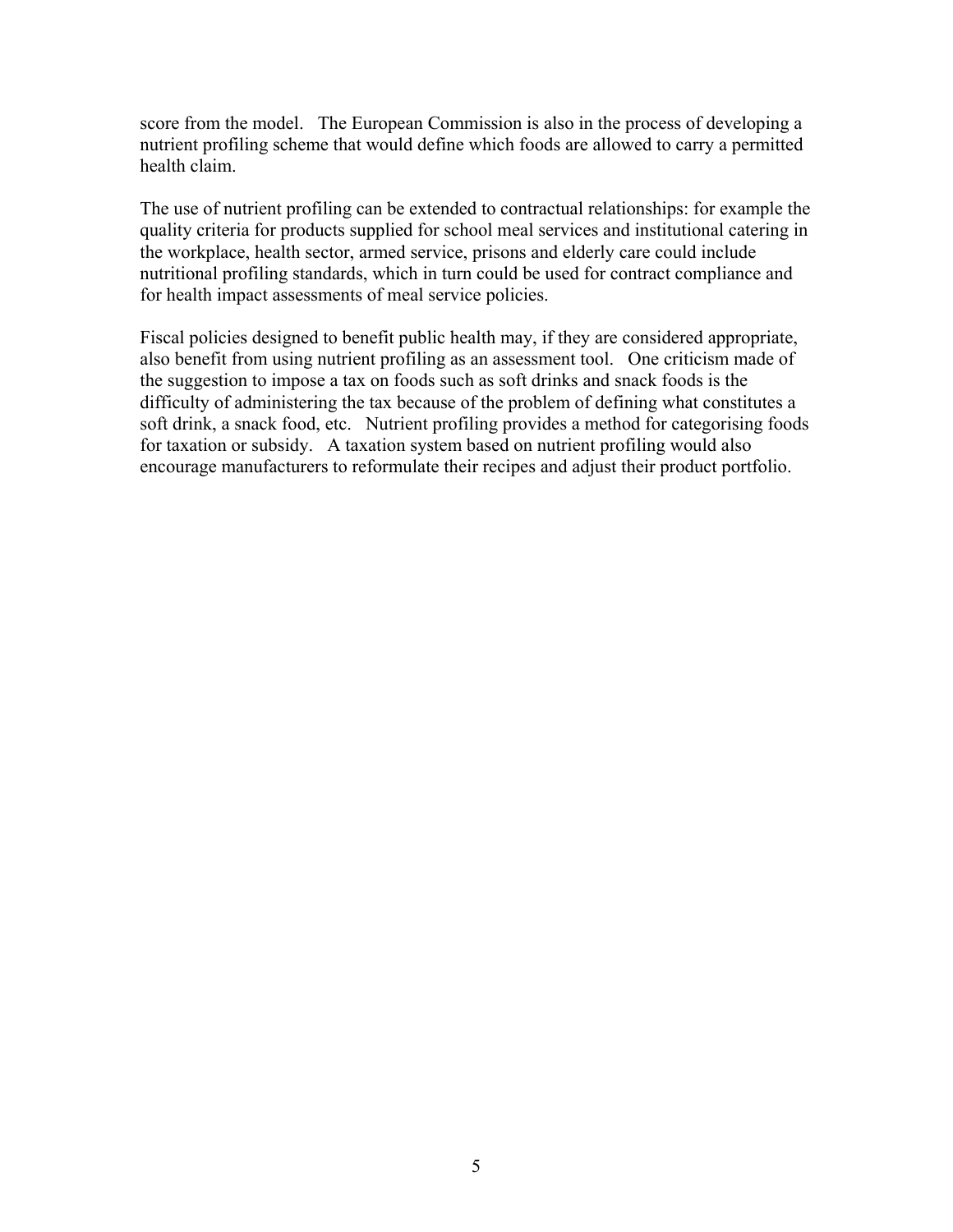score from the model. The European Commission is also in the process of developing a nutrient profiling scheme that would define which foods are allowed to carry a permitted health claim.

The use of nutrient profiling can be extended to contractual relationships: for example the quality criteria for products supplied for school meal services and institutional catering in the workplace, health sector, armed service, prisons and elderly care could include nutritional profiling standards, which in turn could be used for contract compliance and for health impact assessments of meal service policies.

Fiscal policies designed to benefit public health may, if they are considered appropriate, also benefit from using nutrient profiling as an assessment tool. One criticism made of the suggestion to impose a tax on foods such as soft drinks and snack foods is the difficulty of administering the tax because of the problem of defining what constitutes a soft drink, a snack food, etc. Nutrient profiling provides a method for categorising foods for taxation or subsidy. A taxation system based on nutrient profiling would also encourage manufacturers to reformulate their recipes and adjust their product portfolio.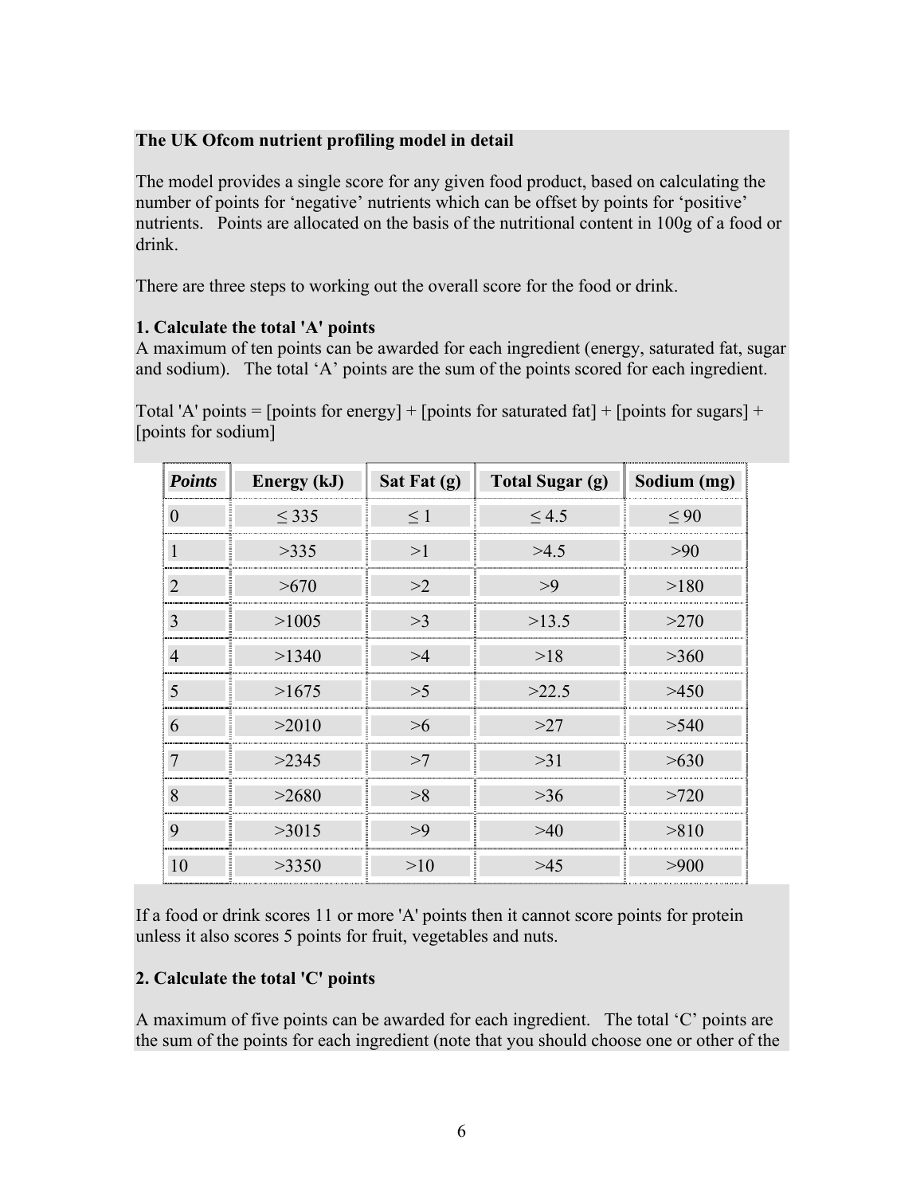**The UK Ofcom nutrient profiling model in detail**

The model provides a single score for any given food product, based on calculating the number of points for 'negative' nutrients which can be offset by points for 'positive' nutrients. Points are allocated on the basis of the nutritional content in 100g of a food or drink.

There are three steps to working out the overall score for the food or drink.

**1. Calculate the total 'A' points**

A maximum of ten points can be awarded for each ingredient (energy, saturated fat, sugar and sodium). The total 'A' points are the sum of the points scored for each ingredient.

Total 'A' points = [points for energy] + [points for saturated fat] + [points for sugars] + [points for sodium]

| ***Points*** | **Energy (kJ)** | **Sat Fat (g)** | **Total Sugar (g)** | **Sodium (mg)** |
|---|---|---|---|---|
| 0 | ≤ 335 | ≤ 1 | ≤ 4.5 | ≤ 90 |
| 1 | >335 | >1 | >4.5 | >90 |
| 2 | >670 | >2 | >9 | >180 |
| 3 | >1005 | >3 | >13.5 | >270 |
| 4 | >1340 | >4 | >18 | >360 |
| 5 | >1675 | >5 | >22.5 | >450 |
| 6 | >2010 | >6 | >27 | >540 |
| 7 | >2345 | >7 | >31 | >630 |
| 8 | >2680 | >8 | >36 | >720 |
| 9 | >3015 | >9 | >40 | >810 |
| 10 | >3350 | >10 | >45 | >900 |

If a food or drink scores 11 or more 'A' points then it cannot score points for protein unless it also scores 5 points for fruit, vegetables and nuts.

**2. Calculate the total 'C' points**

A maximum of five points can be awarded for each ingredient. The total 'C' points are the sum of the points for each ingredient (note that you should choose one or other of the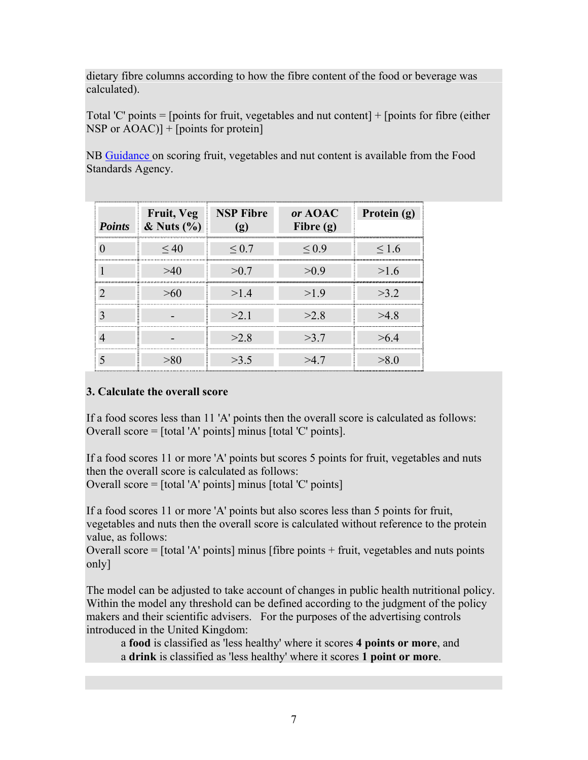dietary fibre columns according to how the fibre content of the food or beverage was calculated).

Total 'C' points = [points for fruit, vegetables and nut content] + [points for fibre (either NSP or AOAC)] + [points for protein]

NB Guidance on scoring fruit, vegetables and nut content is available from the Food Standards Agency.

| *Points* | Fruit, Veg & Nuts (%) | NSP Fibre (g) | *or* AOAC Fibre (g) | Protein (g) |
|---|---|---|---|---|
| 0 | ≤ 40 | ≤ 0.7 | ≤ 0.9 | ≤ 1.6 |
| 1 | >40 | >0.7 | >0.9 | >1.6 |
| 2 | >60 | >1.4 | >1.9 | >3.2 |
| 3 | - | >2.1 | >2.8 | >4.8 |
| 4 | - | >2.8 | >3.7 | >6.4 |
| 5 | >80 | >3.5 | >4.7 | >8.0 |

**3. Calculate the overall score**

If a food scores less than 11 'A' points then the overall score is calculated as follows:
Overall score = [total 'A' points] minus [total 'C' points].

If a food scores 11 or more 'A' points but scores 5 points for fruit, vegetables and nuts then the overall score is calculated as follows:
Overall score = [total 'A' points] minus [total 'C' points]

If a food scores 11 or more 'A' points but also scores less than 5 points for fruit, vegetables and nuts then the overall score is calculated without reference to the protein value, as follows:
Overall score = [total 'A' points] minus [fibre points + fruit, vegetables and nuts points only]

The model can be adjusted to take account of changes in public health nutritional policy. Within the model any threshold can be defined according to the judgment of the policy makers and their scientific advisers. For the purposes of the advertising controls introduced in the United Kingdom:

> a **food** is classified as 'less healthy' where it scores **4 points or more**, and
> a **drink** is classified as 'less healthy' where it scores **1 point or more**.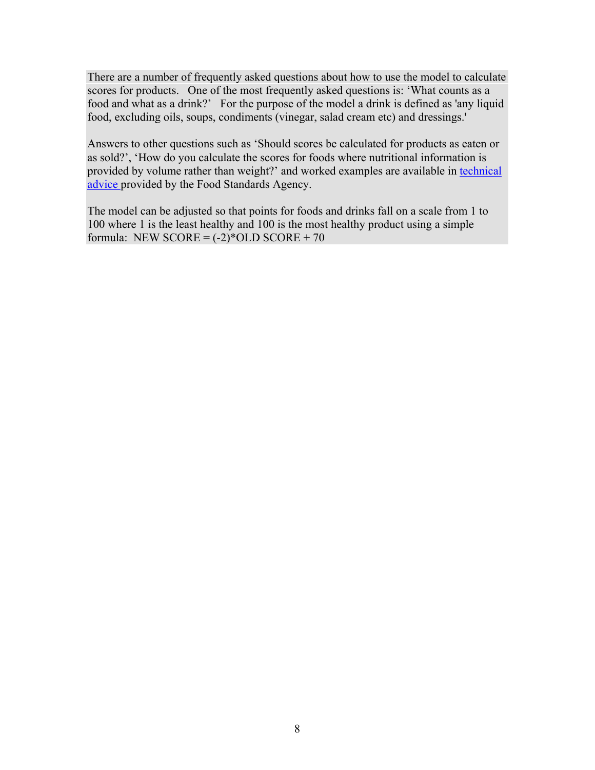There are a number of frequently asked questions about how to use the model to calculate scores for products. One of the most frequently asked questions is: 'What counts as a food and what as a drink?' For the purpose of the model a drink is defined as 'any liquid food, excluding oils, soups, condiments (vinegar, salad cream etc) and dressings.'

Answers to other questions such as 'Should scores be calculated for products as eaten or as sold?', 'How do you calculate the scores for foods where nutritional information is provided by volume rather than weight?' and worked examples are available in [technical advice]() provided by the Food Standards Agency.

The model can be adjusted so that points for foods and drinks fall on a scale from 1 to 100 where 1 is the least healthy and 100 is the most healthy product using a simple formula: NEW SCORE = (-2)*OLD SCORE + 70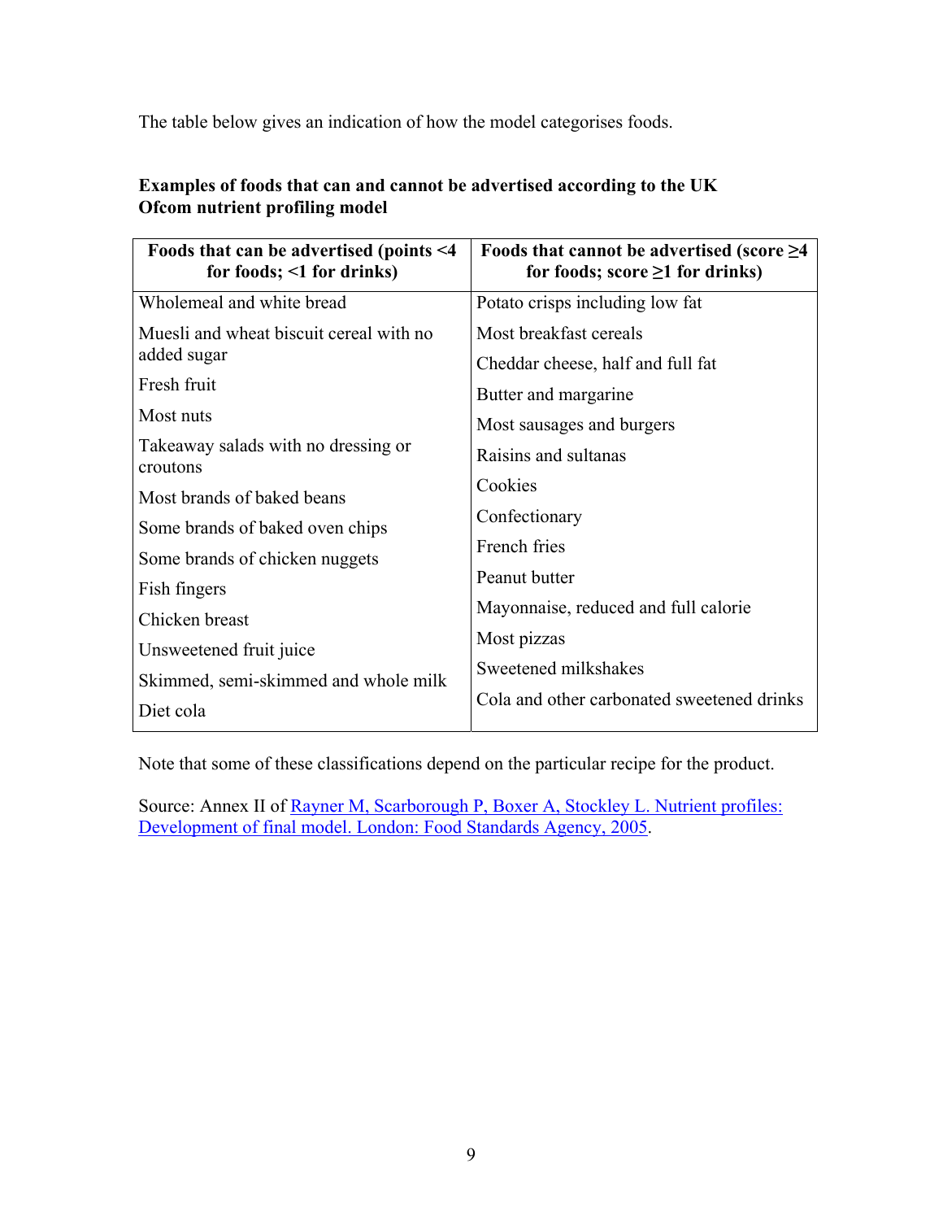The table below gives an indication of how the model categorises foods.

**Examples of foods that can and cannot be advertised according to the UK Ofcom nutrient profiling model**

| Foods that can be advertised (points <4 for foods; <1 for drinks) | Foods that cannot be advertised (score ≥4 for foods; score ≥1 for drinks) |
|---|---|
| Wholemeal and white bread | Potato crisps including low fat |
| Muesli and wheat biscuit cereal with no added sugar | Most breakfast cereals |
| Fresh fruit | Cheddar cheese, half and full fat |
| Most nuts | Butter and margarine |
| Takeaway salads with no dressing or croutons | Most sausages and burgers |
| Most brands of baked beans | Raisins and sultanas |
| Some brands of baked oven chips | Cookies |
| Some brands of chicken nuggets | Confectionary |
| Fish fingers | French fries |
| Chicken breast | Peanut butter |
| Unsweetened fruit juice | Mayonnaise, reduced and full calorie |
| Skimmed, semi-skimmed and whole milk | Most pizzas |
| Diet cola | Sweetened milkshakes |
| | Cola and other carbonated sweetened drinks |

Note that some of these classifications depend on the particular recipe for the product.

Source: Annex II of Rayner M, Scarborough P, Boxer A, Stockley L. Nutrient profiles: Development of final model. London: Food Standards Agency, 2005.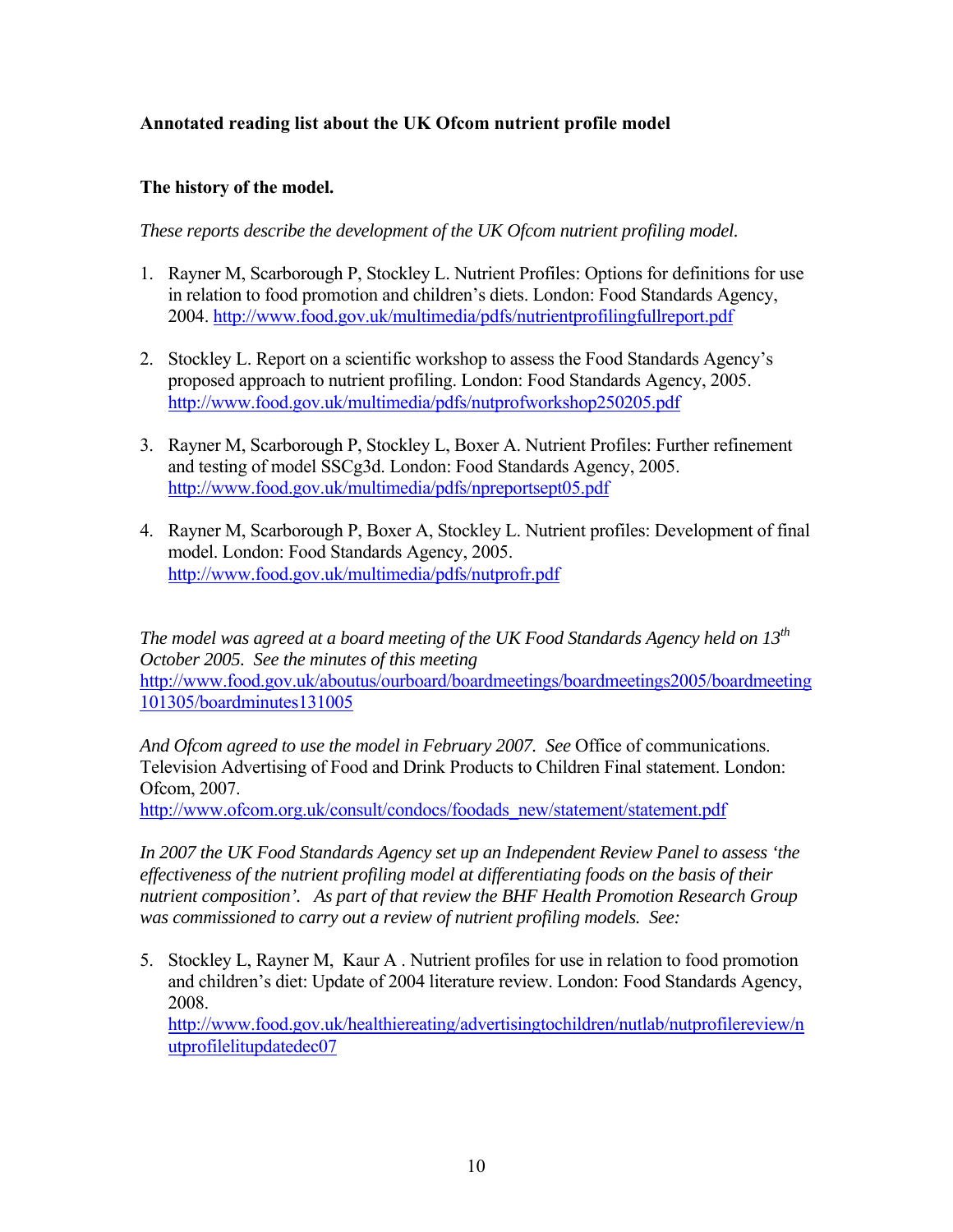**Annotated reading list about the UK Ofcom nutrient profile model**

**The history of the model.**

*These reports describe the development of the UK Ofcom nutrient profiling model.*

1. Rayner M, Scarborough P, Stockley L. Nutrient Profiles: Options for definitions for use in relation to food promotion and children's diets. London: Food Standards Agency, 2004. http://www.food.gov.uk/multimedia/pdfs/nutrientprofilingfullreport.pdf

2. Stockley L. Report on a scientific workshop to assess the Food Standards Agency's proposed approach to nutrient profiling. London: Food Standards Agency, 2005. http://www.food.gov.uk/multimedia/pdfs/nutprofworkshop250205.pdf

3. Rayner M, Scarborough P, Stockley L, Boxer A. Nutrient Profiles: Further refinement and testing of model SSCg3d. London: Food Standards Agency, 2005. http://www.food.gov.uk/multimedia/pdfs/npreportsept05.pdf

4. Rayner M, Scarborough P, Boxer A, Stockley L. Nutrient profiles: Development of final model. London: Food Standards Agency, 2005. http://www.food.gov.uk/multimedia/pdfs/nutprofr.pdf

*The model was agreed at a board meeting of the UK Food Standards Agency held on 13th October 2005. See the minutes of this meeting* http://www.food.gov.uk/aboutus/ourboard/boardmeetings/boardmeetings2005/boardmeeting101305/boardminutes131005

*And Ofcom agreed to use the model in February 2007. See* Office of communications. Television Advertising of Food and Drink Products to Children Final statement. London: Ofcom, 2007. http://www.ofcom.org.uk/consult/condocs/foodads_new/statement/statement.pdf

*In 2007 the UK Food Standards Agency set up an Independent Review Panel to assess 'the effectiveness of the nutrient profiling model at differentiating foods on the basis of their nutrient composition'. As part of that review the BHF Health Promotion Research Group was commissioned to carry out a review of nutrient profiling models. See:*

5. Stockley L, Rayner M, Kaur A . Nutrient profiles for use in relation to food promotion and children's diet: Update of 2004 literature review. London: Food Standards Agency, 2008. http://www.food.gov.uk/healthiereating/advertisingtochildren/nutlab/nutprofilereview/nutprofilelitupdatedec07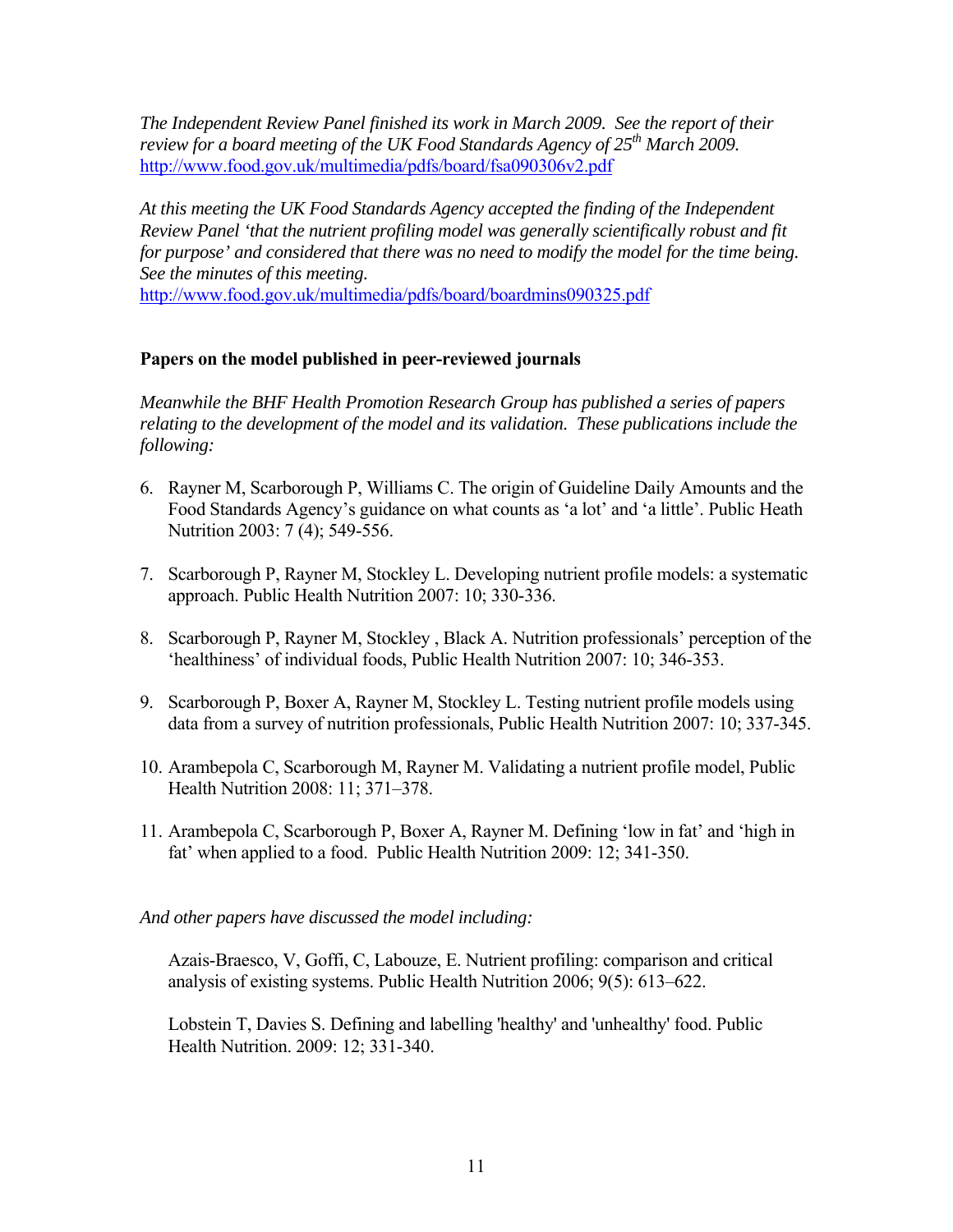*The Independent Review Panel finished its work in March 2009. See the report of their review for a board meeting of the UK Food Standards Agency of 25th March 2009.*
http://www.food.gov.uk/multimedia/pdfs/board/fsa090306v2.pdf

*At this meeting the UK Food Standards Agency accepted the finding of the Independent Review Panel 'that the nutrient profiling model was generally scientifically robust and fit for purpose' and considered that there was no need to modify the model for the time being. See the minutes of this meeting.*
http://www.food.gov.uk/multimedia/pdfs/board/boardmins090325.pdf

**Papers on the model published in peer-reviewed journals**

*Meanwhile the BHF Health Promotion Research Group has published a series of papers relating to the development of the model and its validation. These publications include the following:*

6. Rayner M, Scarborough P, Williams C. The origin of Guideline Daily Amounts and the Food Standards Agency's guidance on what counts as 'a lot' and 'a little'. Public Heath Nutrition 2003: 7 (4); 549-556.

7. Scarborough P, Rayner M, Stockley L. Developing nutrient profile models: a systematic approach. Public Health Nutrition 2007: 10; 330-336.

8. Scarborough P, Rayner M, Stockley , Black A. Nutrition professionals' perception of the 'healthiness' of individual foods, Public Health Nutrition 2007: 10; 346-353.

9. Scarborough P, Boxer A, Rayner M, Stockley L. Testing nutrient profile models using data from a survey of nutrition professionals, Public Health Nutrition 2007: 10; 337-345.

10. Arambepola C, Scarborough M, Rayner M. Validating a nutrient profile model, Public Health Nutrition 2008: 11; 371–378.

11. Arambepola C, Scarborough P, Boxer A, Rayner M. Defining 'low in fat' and 'high in fat' when applied to a food. Public Health Nutrition 2009: 12; 341-350.

*And other papers have discussed the model including:*

Azais-Braesco, V, Goffi, C, Labouze, E. Nutrient profiling: comparison and critical analysis of existing systems. Public Health Nutrition 2006; 9(5): 613–622.

Lobstein T, Davies S. Defining and labelling 'healthy' and 'unhealthy' food. Public Health Nutrition. 2009: 12; 331-340.